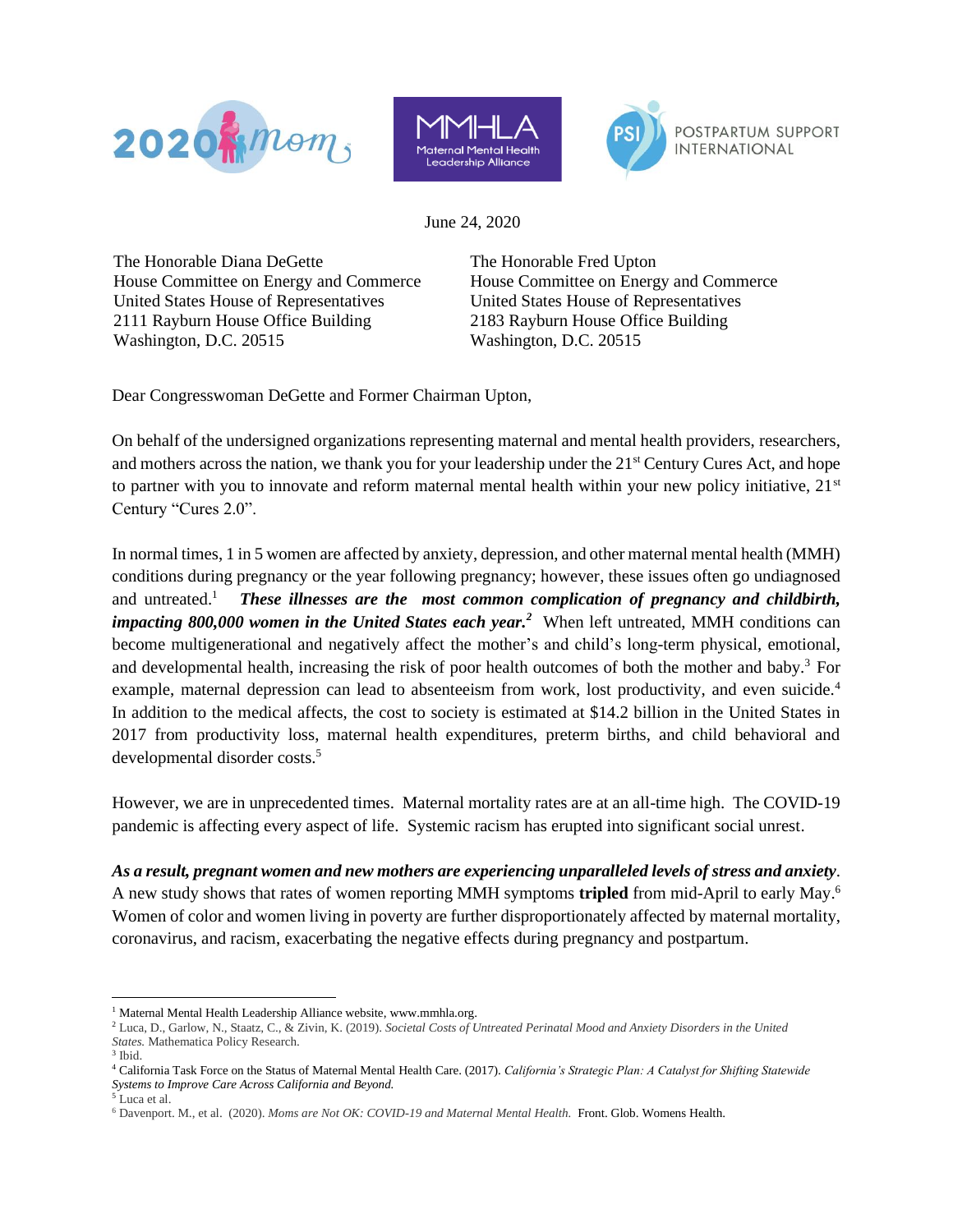June 24, 2020

The Honorable Diana DeGette
House Committee on Energy and Commerce
United States House of Representatives
2111 Rayburn House Office Building
Washington, D.C. 20515

The Honorable Fred Upton
House Committee on Energy and Commerce
United States House of Representatives
2183 Rayburn House Office Building
Washington, D.C. 20515

Dear Congresswoman DeGette and Former Chairman Upton,

On behalf of the undersigned organizations representing maternal and mental health providers, researchers, and mothers across the nation, we thank you for your leadership under the 21st Century Cures Act, and hope to partner with you to innovate and reform maternal mental health within your new policy initiative, 21st Century "Cures 2.0".

In normal times, 1 in 5 women are affected by anxiety, depression, and other maternal mental health (MMH) conditions during pregnancy or the year following pregnancy; however, these issues often go undiagnosed and untreated.[1] ***These illnesses are the most common complication of pregnancy and childbirth, impacting 800,000 women in the United States each year.***[2] When left untreated, MMH conditions can become multigenerational and negatively affect the mother's and child's long-term physical, emotional, and developmental health, increasing the risk of poor health outcomes of both the mother and baby.[3] For example, maternal depression can lead to absenteeism from work, lost productivity, and even suicide.[4] In addition to the medical affects, the cost to society is estimated at $14.2 billion in the United States in 2017 from productivity loss, maternal health expenditures, preterm births, and child behavioral and developmental disorder costs.[5]

However, we are in unprecedented times. Maternal mortality rates are at an all-time high. The COVID-19 pandemic is affecting every aspect of life. Systemic racism has erupted into significant social unrest.

***As a result, pregnant women and new mothers are experiencing unparalleled levels of stress and anxiety***. A new study shows that rates of women reporting MMH symptoms **tripled** from mid-April to early May.[6] Women of color and women living in poverty are further disproportionately affected by maternal mortality, coronavirus, and racism, exacerbating the negative effects during pregnancy and postpartum.

---

[1] Maternal Mental Health Leadership Alliance website, www.mmhla.org.
[2] Luca, D., Garlow, N., Staatz, C., & Zivin, K. (2019). *Societal Costs of Untreated Perinatal Mood and Anxiety Disorders in the United States.* Mathematica Policy Research.
[3] Ibid.
[4] California Task Force on the Status of Maternal Mental Health Care. (2017). *California's Strategic Plan: A Catalyst for Shifting Statewide Systems to Improve Care Across California and Beyond.*
[5] Luca et al.
[6] Davenport. M., et al. (2020). *Moms are Not OK: COVID-19 and Maternal Mental Health.* Front. Glob. Womens Health.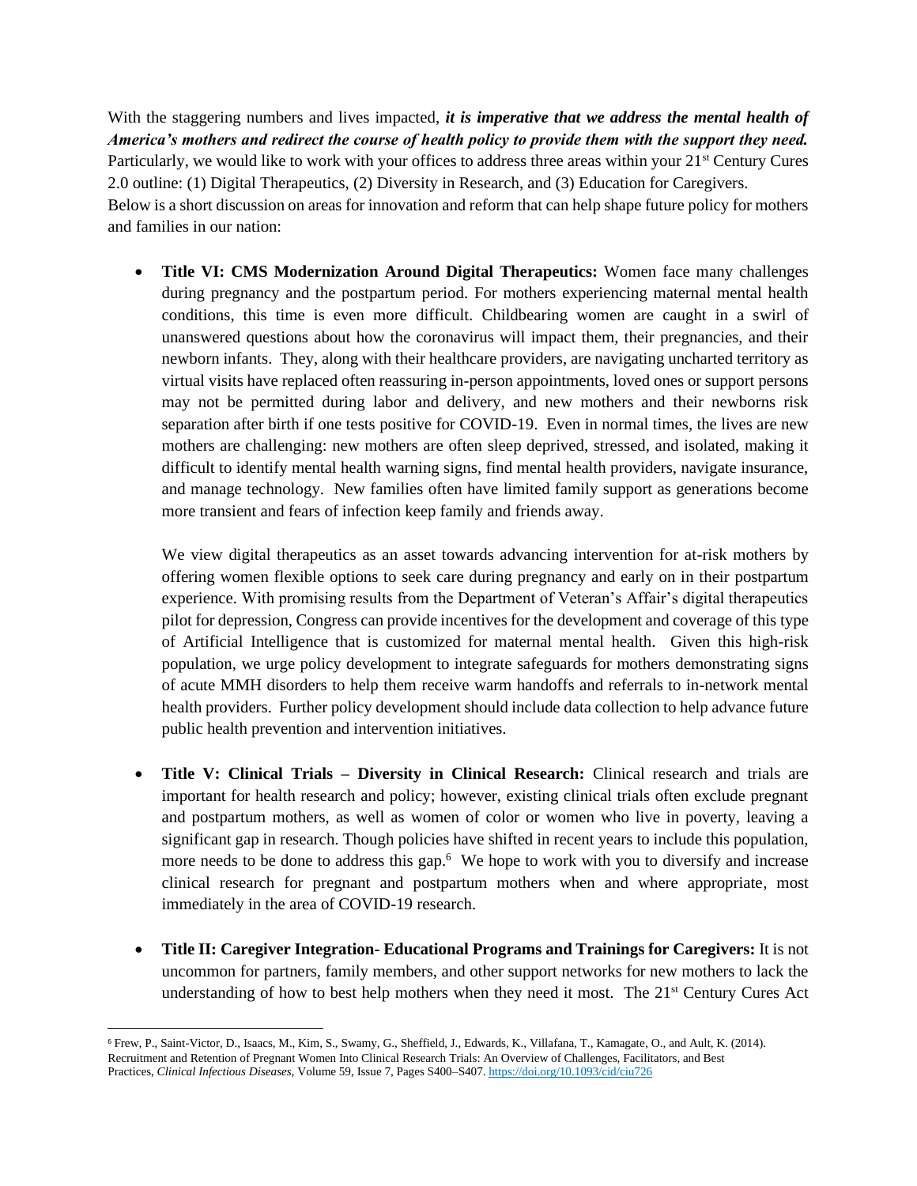With the staggering numbers and lives impacted, ***it is imperative that we address the mental health of America's mothers and redirect the course of health policy to provide them with the support they need.*** Particularly, we would like to work with your offices to address three areas within your 21st Century Cures 2.0 outline: (1) Digital Therapeutics, (2) Diversity in Research, and (3) Education for Caregivers.
Below is a short discussion on areas for innovation and reform that can help shape future policy for mothers and families in our nation:

- **Title VI: CMS Modernization Around Digital Therapeutics:** Women face many challenges during pregnancy and the postpartum period. For mothers experiencing maternal mental health conditions, this time is even more difficult. Childbearing women are caught in a swirl of unanswered questions about how the coronavirus will impact them, their pregnancies, and their newborn infants. They, along with their healthcare providers, are navigating uncharted territory as virtual visits have replaced often reassuring in-person appointments, loved ones or support persons may not be permitted during labor and delivery, and new mothers and their newborns risk separation after birth if one tests positive for COVID-19. Even in normal times, the lives are new mothers are challenging: new mothers are often sleep deprived, stressed, and isolated, making it difficult to identify mental health warning signs, find mental health providers, navigate insurance, and manage technology. New families often have limited family support as generations become more transient and fears of infection keep family and friends away.

  We view digital therapeutics as an asset towards advancing intervention for at-risk mothers by offering women flexible options to seek care during pregnancy and early on in their postpartum experience. With promising results from the Department of Veteran's Affair's digital therapeutics pilot for depression, Congress can provide incentives for the development and coverage of this type of Artificial Intelligence that is customized for maternal mental health. Given this high-risk population, we urge policy development to integrate safeguards for mothers demonstrating signs of acute MMH disorders to help them receive warm handoffs and referrals to in-network mental health providers. Further policy development should include data collection to help advance future public health prevention and intervention initiatives.

- **Title V: Clinical Trials – Diversity in Clinical Research:** Clinical research and trials are important for health research and policy; however, existing clinical trials often exclude pregnant and postpartum mothers, as well as women of color or women who live in poverty, leaving a significant gap in research. Though policies have shifted in recent years to include this population, more needs to be done to address this gap.[6] We hope to work with you to diversify and increase clinical research for pregnant and postpartum mothers when and where appropriate, most immediately in the area of COVID-19 research.

- **Title II: Caregiver Integration- Educational Programs and Trainings for Caregivers:** It is not uncommon for partners, family members, and other support networks for new mothers to lack the understanding of how to best help mothers when they need it most. The 21st Century Cures Act

---

[6] Frew, P., Saint-Victor, D., Isaacs, M., Kim, S., Swamy, G., Sheffield, J., Edwards, K., Villafana, T., Kamagate, O., and Ault, K. (2014). Recruitment and Retention of Pregnant Women Into Clinical Research Trials: An Overview of Challenges, Facilitators, and Best Practices, *Clinical Infectious Diseases*, Volume 59, Issue 7, Pages S400–S407. https://doi.org/10.1093/cid/ciu726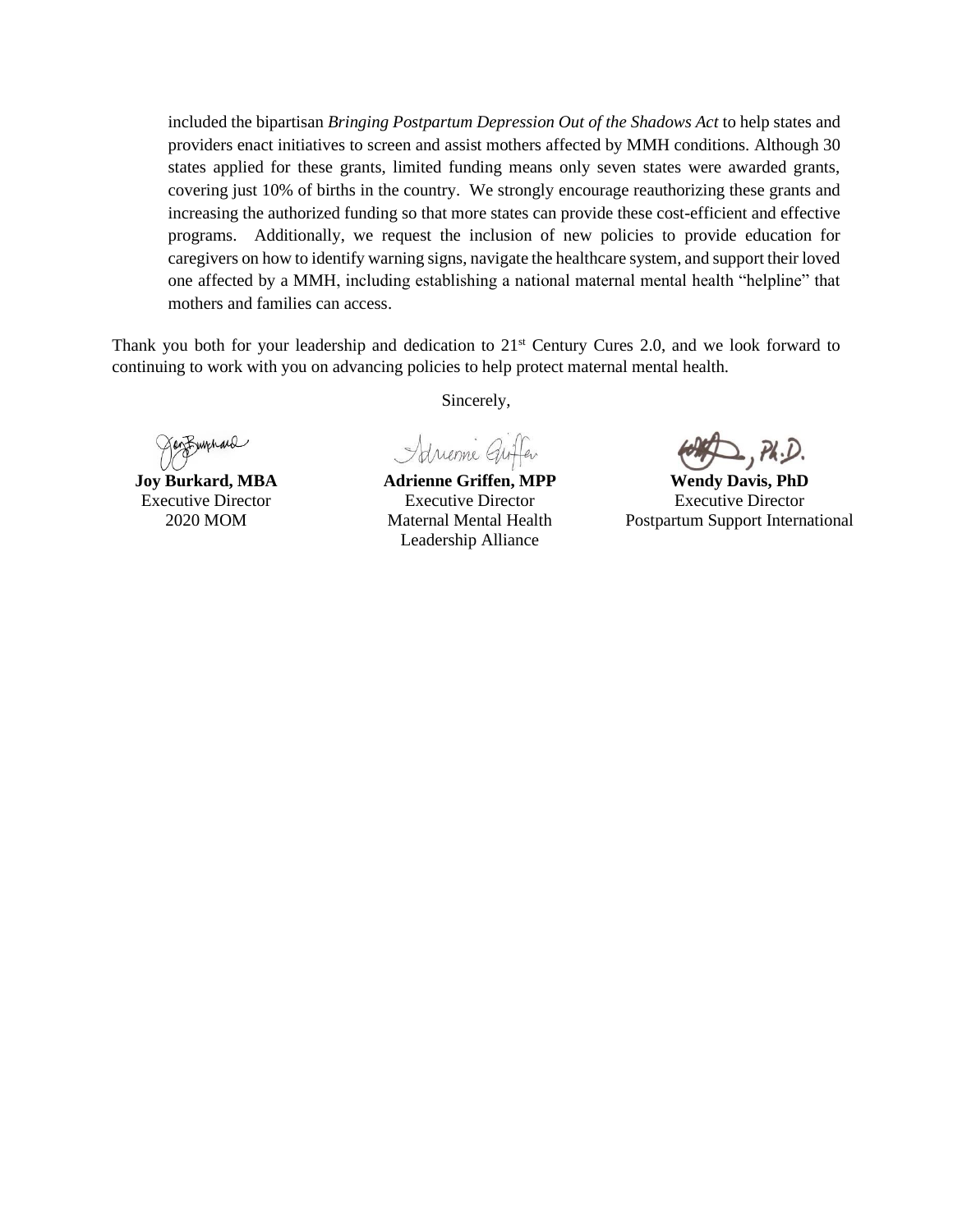included the bipartisan *Bringing Postpartum Depression Out of the Shadows Act* to help states and providers enact initiatives to screen and assist mothers affected by MMH conditions. Although 30 states applied for these grants, limited funding means only seven states were awarded grants, covering just 10% of births in the country. We strongly encourage reauthorizing these grants and increasing the authorized funding so that more states can provide these cost-efficient and effective programs. Additionally, we request the inclusion of new policies to provide education for caregivers on how to identify warning signs, navigate the healthcare system, and support their loved one affected by a MMH, including establishing a national maternal mental health "helpline" that mothers and families can access.

Thank you both for your leadership and dedication to 21st Century Cures 2.0, and we look forward to continuing to work with you on advancing policies to help protect maternal mental health.

Sincerely,

**Joy Burkard, MBA**
Executive Director
2020 MOM

**Adrienne Griffen, MPP**
Executive Director
Maternal Mental Health Leadership Alliance

**Wendy Davis, PhD**
Executive Director
Postpartum Support International